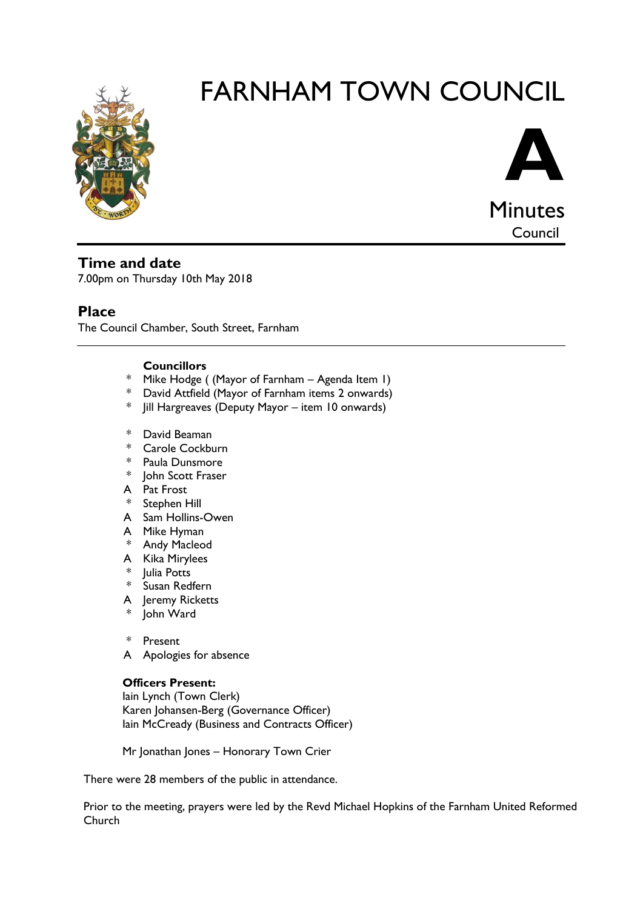# FARNHAM TOWN COUNCIL

**A**

Minutes

Council

## Time and date

7.00pm on Thursday 10th May 2018

## Place

The Council Chamber, South Street, Farnham

**Councillors**

- \* Mike Hodge ( (Mayor of Farnham – Agenda Item 1)
- \* David Attfield (Mayor of Farnham items 2 onwards)
- \* Jill Hargreaves (Deputy Mayor – item 10 onwards)

- \* David Beaman
- \* Carole Cockburn
- \* Paula Dunsmore
- \* John Scott Fraser
- A Pat Frost
- \* Stephen Hill
- A Sam Hollins-Owen
- A Mike Hyman
- \* Andy Macleod
- A Kika Mirylees
- \* Julia Potts
- \* Susan Redfern
- A Jeremy Ricketts
- \* John Ward

- \* Present
- A Apologies for absence

**Officers Present:**

Iain Lynch (Town Clerk)
Karen Johansen-Berg (Governance Officer)
Iain McCready (Business and Contracts Officer)

Mr Jonathan Jones – Honorary Town Crier

There were 28 members of the public in attendance.

Prior to the meeting, prayers were led by the Revd Michael Hopkins of the Farnham United Reformed Church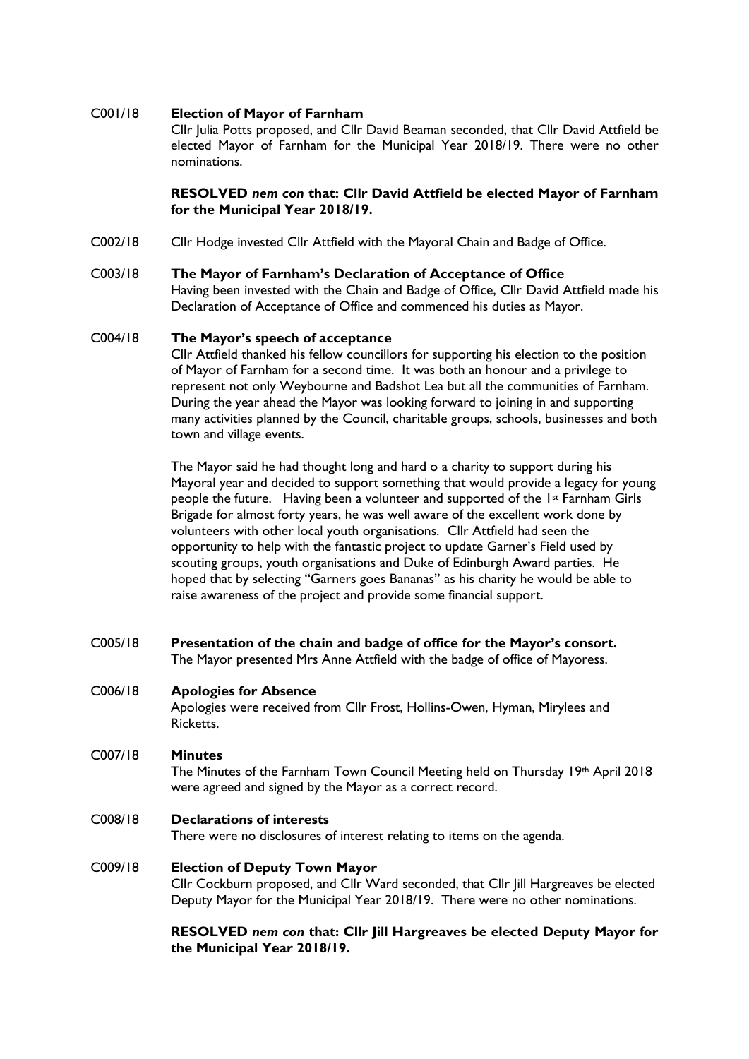C001/18 **Election of Mayor of Farnham**

Cllr Julia Potts proposed, and Cllr David Beaman seconded, that Cllr David Attfield be elected Mayor of Farnham for the Municipal Year 2018/19. There were no other nominations.

**RESOLVED *nem con* that: Cllr David Attfield be elected Mayor of Farnham for the Municipal Year 2018/19.**

C002/18 Cllr Hodge invested Cllr Attfield with the Mayoral Chain and Badge of Office.

C003/18 **The Mayor of Farnham's Declaration of Acceptance of Office**

Having been invested with the Chain and Badge of Office, Cllr David Attfield made his Declaration of Acceptance of Office and commenced his duties as Mayor.

C004/18 **The Mayor's speech of acceptance**

Cllr Attfield thanked his fellow councillors for supporting his election to the position of Mayor of Farnham for a second time. It was both an honour and a privilege to represent not only Weybourne and Badshot Lea but all the communities of Farnham. During the year ahead the Mayor was looking forward to joining in and supporting many activities planned by the Council, charitable groups, schools, businesses and both town and village events.

The Mayor said he had thought long and hard o a charity to support during his Mayoral year and decided to support something that would provide a legacy for young people the future. Having been a volunteer and supported of the 1st Farnham Girls Brigade for almost forty years, he was well aware of the excellent work done by volunteers with other local youth organisations. Cllr Attfield had seen the opportunity to help with the fantastic project to update Garner's Field used by scouting groups, youth organisations and Duke of Edinburgh Award parties. He hoped that by selecting "Garners goes Bananas" as his charity he would be able to raise awareness of the project and provide some financial support.

C005/18 **Presentation of the chain and badge of office for the Mayor's consort.**

The Mayor presented Mrs Anne Attfield with the badge of office of Mayoress.

C006/18 **Apologies for Absence**

Apologies were received from Cllr Frost, Hollins-Owen, Hyman, Mirylees and Ricketts.

C007/18 **Minutes**

The Minutes of the Farnham Town Council Meeting held on Thursday 19th April 2018 were agreed and signed by the Mayor as a correct record.

C008/18 **Declarations of interests**

There were no disclosures of interest relating to items on the agenda.

C009/18 **Election of Deputy Town Mayor**

Cllr Cockburn proposed, and Cllr Ward seconded, that Cllr Jill Hargreaves be elected Deputy Mayor for the Municipal Year 2018/19. There were no other nominations.

**RESOLVED *nem con* that: Cllr Jill Hargreaves be elected Deputy Mayor for the Municipal Year 2018/19.**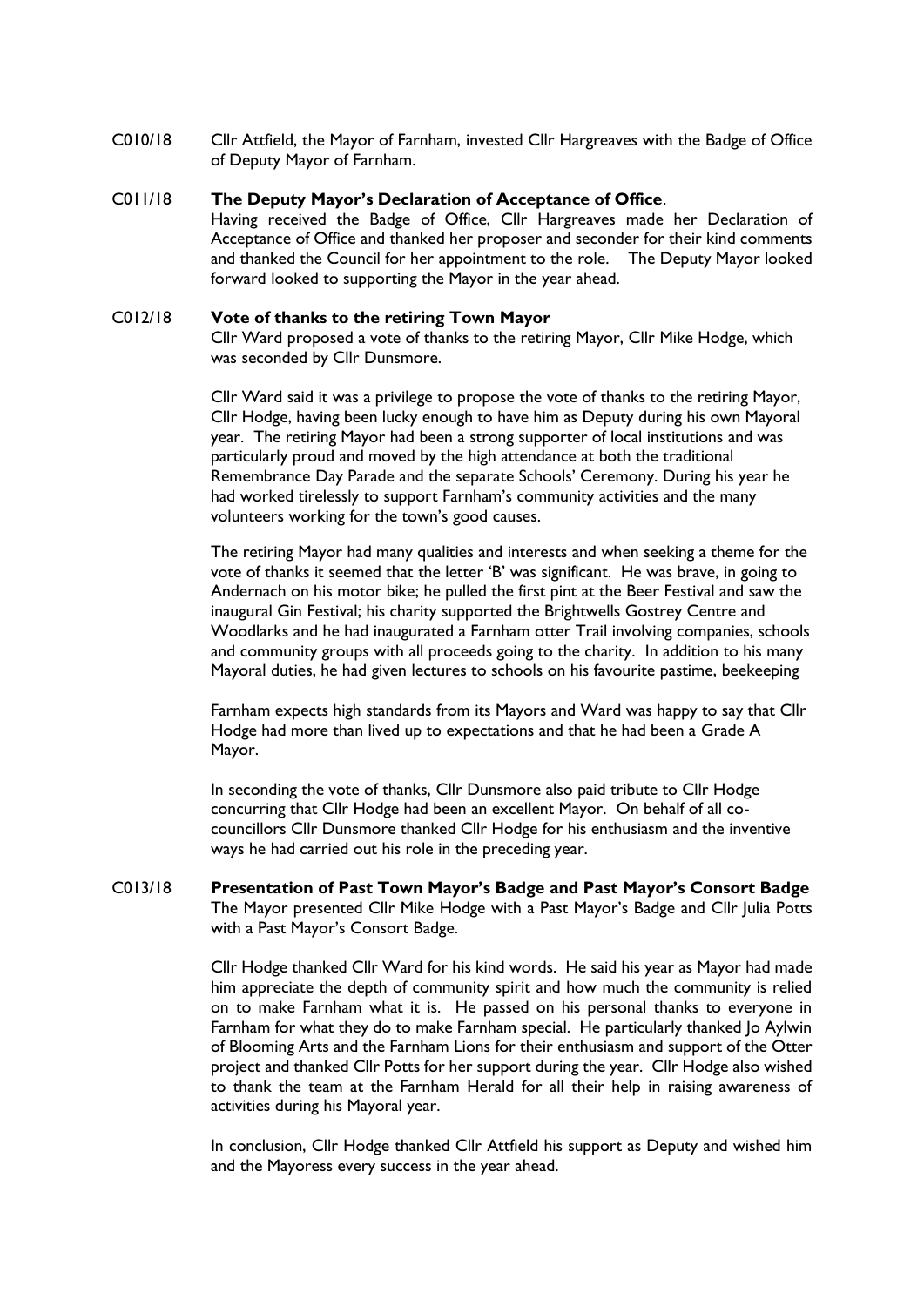C010/18 Cllr Attfield, the Mayor of Farnham, invested Cllr Hargreaves with the Badge of Office of Deputy Mayor of Farnham.

C011/18 **The Deputy Mayor's Declaration of Acceptance of Office**.

Having received the Badge of Office, Cllr Hargreaves made her Declaration of Acceptance of Office and thanked her proposer and seconder for their kind comments and thanked the Council for her appointment to the role. The Deputy Mayor looked forward looked to supporting the Mayor in the year ahead.

C012/18 **Vote of thanks to the retiring Town Mayor**

Cllr Ward proposed a vote of thanks to the retiring Mayor, Cllr Mike Hodge, which was seconded by Cllr Dunsmore.

Cllr Ward said it was a privilege to propose the vote of thanks to the retiring Mayor, Cllr Hodge, having been lucky enough to have him as Deputy during his own Mayoral year. The retiring Mayor had been a strong supporter of local institutions and was particularly proud and moved by the high attendance at both the traditional Remembrance Day Parade and the separate Schools' Ceremony. During his year he had worked tirelessly to support Farnham's community activities and the many volunteers working for the town's good causes.

The retiring Mayor had many qualities and interests and when seeking a theme for the vote of thanks it seemed that the letter 'B' was significant. He was brave, in going to Andernach on his motor bike; he pulled the first pint at the Beer Festival and saw the inaugural Gin Festival; his charity supported the Brightwells Gostrey Centre and Woodlarks and he had inaugurated a Farnham otter Trail involving companies, schools and community groups with all proceeds going to the charity. In addition to his many Mayoral duties, he had given lectures to schools on his favourite pastime, beekeeping

Farnham expects high standards from its Mayors and Ward was happy to say that Cllr Hodge had more than lived up to expectations and that he had been a Grade A Mayor.

In seconding the vote of thanks, Cllr Dunsmore also paid tribute to Cllr Hodge concurring that Cllr Hodge had been an excellent Mayor. On behalf of all co-councillors Cllr Dunsmore thanked Cllr Hodge for his enthusiasm and the inventive ways he had carried out his role in the preceding year.

C013/18 **Presentation of Past Town Mayor's Badge and Past Mayor's Consort Badge**

The Mayor presented Cllr Mike Hodge with a Past Mayor's Badge and Cllr Julia Potts with a Past Mayor's Consort Badge.

Cllr Hodge thanked Cllr Ward for his kind words. He said his year as Mayor had made him appreciate the depth of community spirit and how much the community is relied on to make Farnham what it is. He passed on his personal thanks to everyone in Farnham for what they do to make Farnham special. He particularly thanked Jo Aylwin of Blooming Arts and the Farnham Lions for their enthusiasm and support of the Otter project and thanked Cllr Potts for her support during the year. Cllr Hodge also wished to thank the team at the Farnham Herald for all their help in raising awareness of activities during his Mayoral year.

In conclusion, Cllr Hodge thanked Cllr Attfield his support as Deputy and wished him and the Mayoress every success in the year ahead.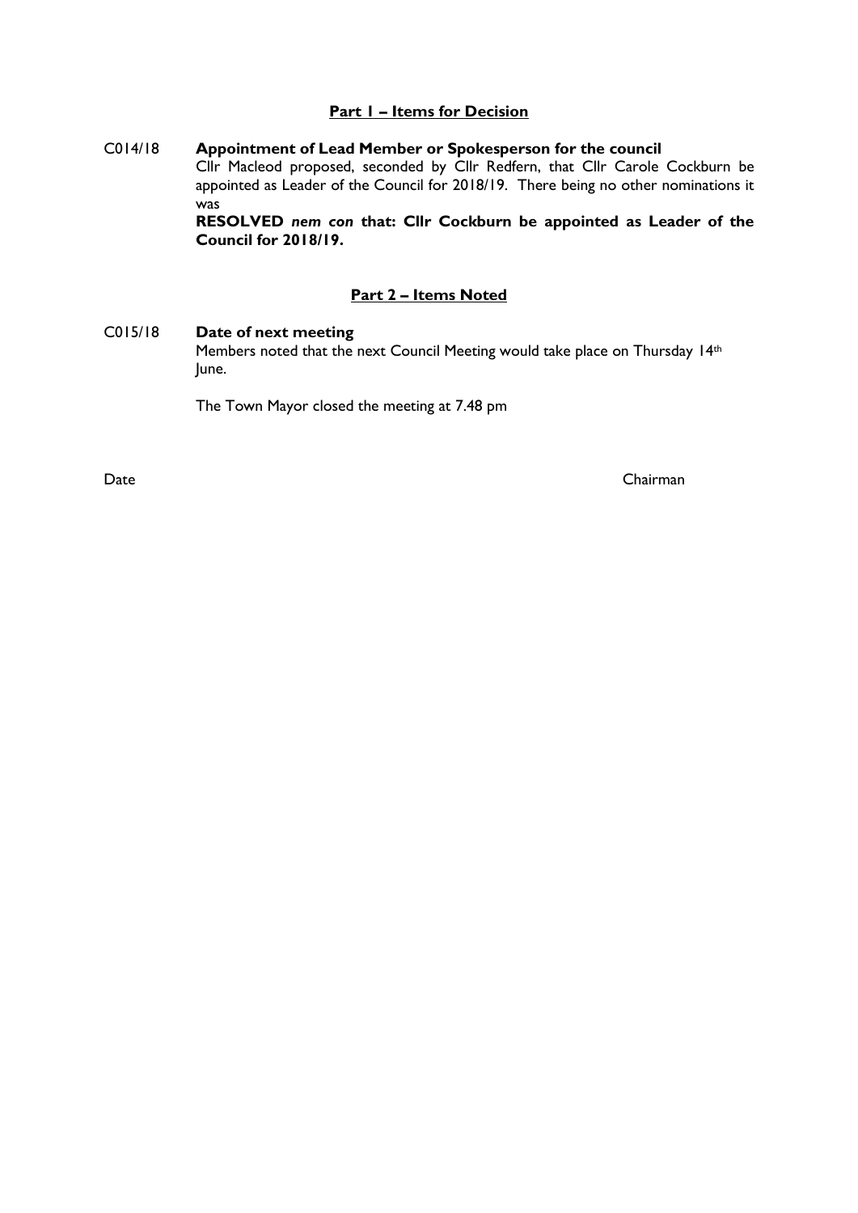## Part 1 – Items for Decision

C014/18 **Appointment of Lead Member or Spokesperson for the council**

Cllr Macleod proposed, seconded by Cllr Redfern, that Cllr Carole Cockburn be appointed as Leader of the Council for 2018/19. There being no other nominations it was

**RESOLVED *nem con* that: Cllr Cockburn be appointed as Leader of the Council for 2018/19.**

## Part 2 – Items Noted

C015/18 **Date of next meeting**

Members noted that the next Council Meeting would take place on Thursday 14th June.

The Town Mayor closed the meeting at 7.48 pm

Date Chairman